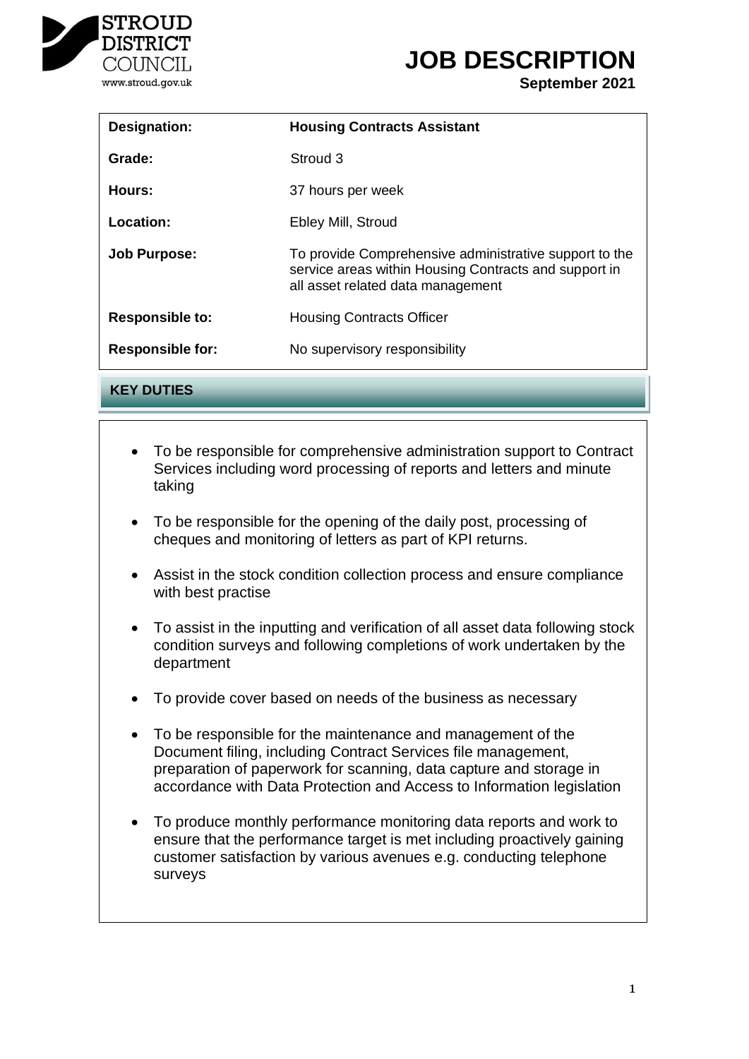STROUD DISTRICT COUNCIL
www.stroud.gov.uk

# JOB DESCRIPTION

**September 2021**

| | |
|---|---|
| **Designation:** | **Housing Contracts Assistant** |
| **Grade:** | Stroud 3 |
| **Hours:** | 37 hours per week |
| **Location:** | Ebley Mill, Stroud |
| **Job Purpose:** | To provide Comprehensive administrative support to the service areas within Housing Contracts and support in all asset related data management |
| **Responsible to:** | Housing Contracts Officer |
| **Responsible for:** | No supervisory responsibility |

## KEY DUTIES

- To be responsible for comprehensive administration support to Contract Services including word processing of reports and letters and minute taking
- To be responsible for the opening of the daily post, processing of cheques and monitoring of letters as part of KPI returns.
- Assist in the stock condition collection process and ensure compliance with best practise
- To assist in the inputting and verification of all asset data following stock condition surveys and following completions of work undertaken by the department
- To provide cover based on needs of the business as necessary
- To be responsible for the maintenance and management of the Document filing, including Contract Services file management, preparation of paperwork for scanning, data capture and storage in accordance with Data Protection and Access to Information legislation
- To produce monthly performance monitoring data reports and work to ensure that the performance target is met including proactively gaining customer satisfaction by various avenues e.g. conducting telephone surveys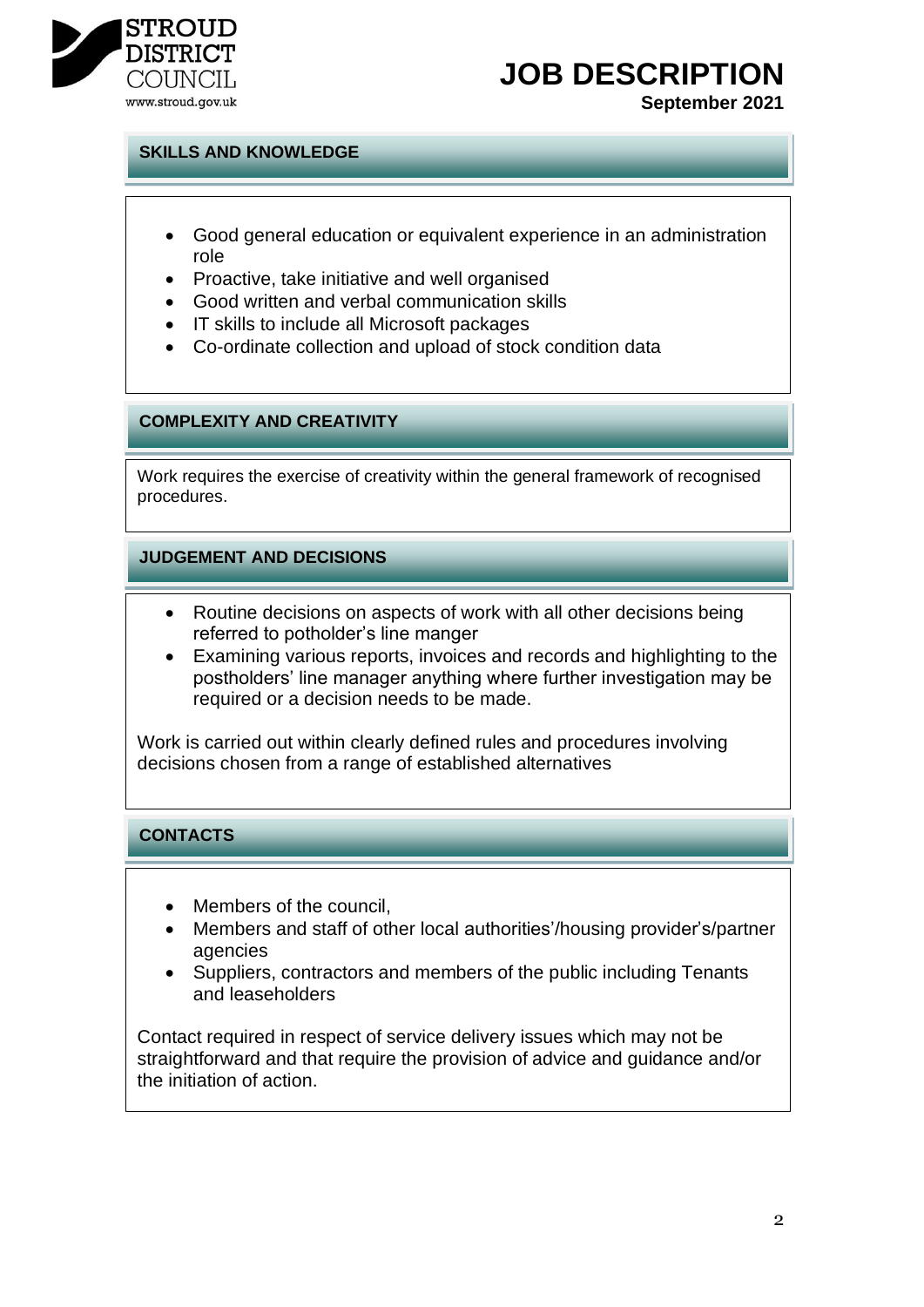# JOB DESCRIPTION

**September 2021**

## SKILLS AND KNOWLEDGE

- Good general education or equivalent experience in an administration role
- Proactive, take initiative and well organised
- Good written and verbal communication skills
- IT skills to include all Microsoft packages
- Co-ordinate collection and upload of stock condition data

## COMPLEXITY AND CREATIVITY

Work requires the exercise of creativity within the general framework of recognised procedures.

## JUDGEMENT AND DECISIONS

- Routine decisions on aspects of work with all other decisions being referred to potholder's line manger
- Examining various reports, invoices and records and highlighting to the postholders' line manager anything where further investigation may be required or a decision needs to be made.

Work is carried out within clearly defined rules and procedures involving decisions chosen from a range of established alternatives

## CONTACTS

- Members of the council,
- Members and staff of other local authorities'/housing provider's/partner agencies
- Suppliers, contractors and members of the public including Tenants and leaseholders

Contact required in respect of service delivery issues which may not be straightforward and that require the provision of advice and guidance and/or the initiation of action.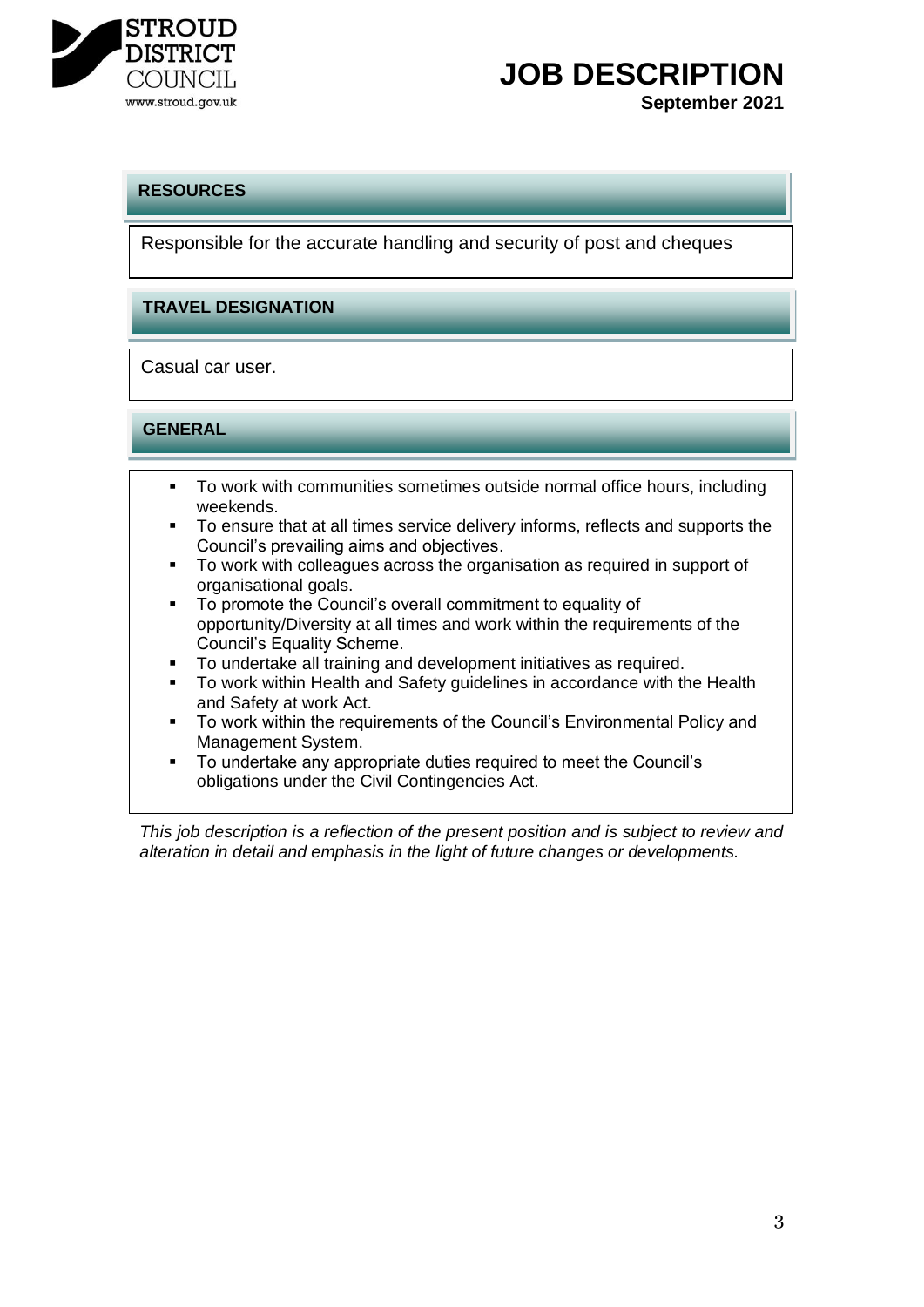# JOB DESCRIPTION

**September 2021**

## RESOURCES

Responsible for the accurate handling and security of post and cheques

## TRAVEL DESIGNATION

Casual car user.

## GENERAL

- To work with communities sometimes outside normal office hours, including weekends.
- To ensure that at all times service delivery informs, reflects and supports the Council's prevailing aims and objectives.
- To work with colleagues across the organisation as required in support of organisational goals.
- To promote the Council's overall commitment to equality of opportunity/Diversity at all times and work within the requirements of the Council's Equality Scheme.
- To undertake all training and development initiatives as required.
- To work within Health and Safety guidelines in accordance with the Health and Safety at work Act.
- To work within the requirements of the Council's Environmental Policy and Management System.
- To undertake any appropriate duties required to meet the Council's obligations under the Civil Contingencies Act.

*This job description is a reflection of the present position and is subject to review and alteration in detail and emphasis in the light of future changes or developments.*